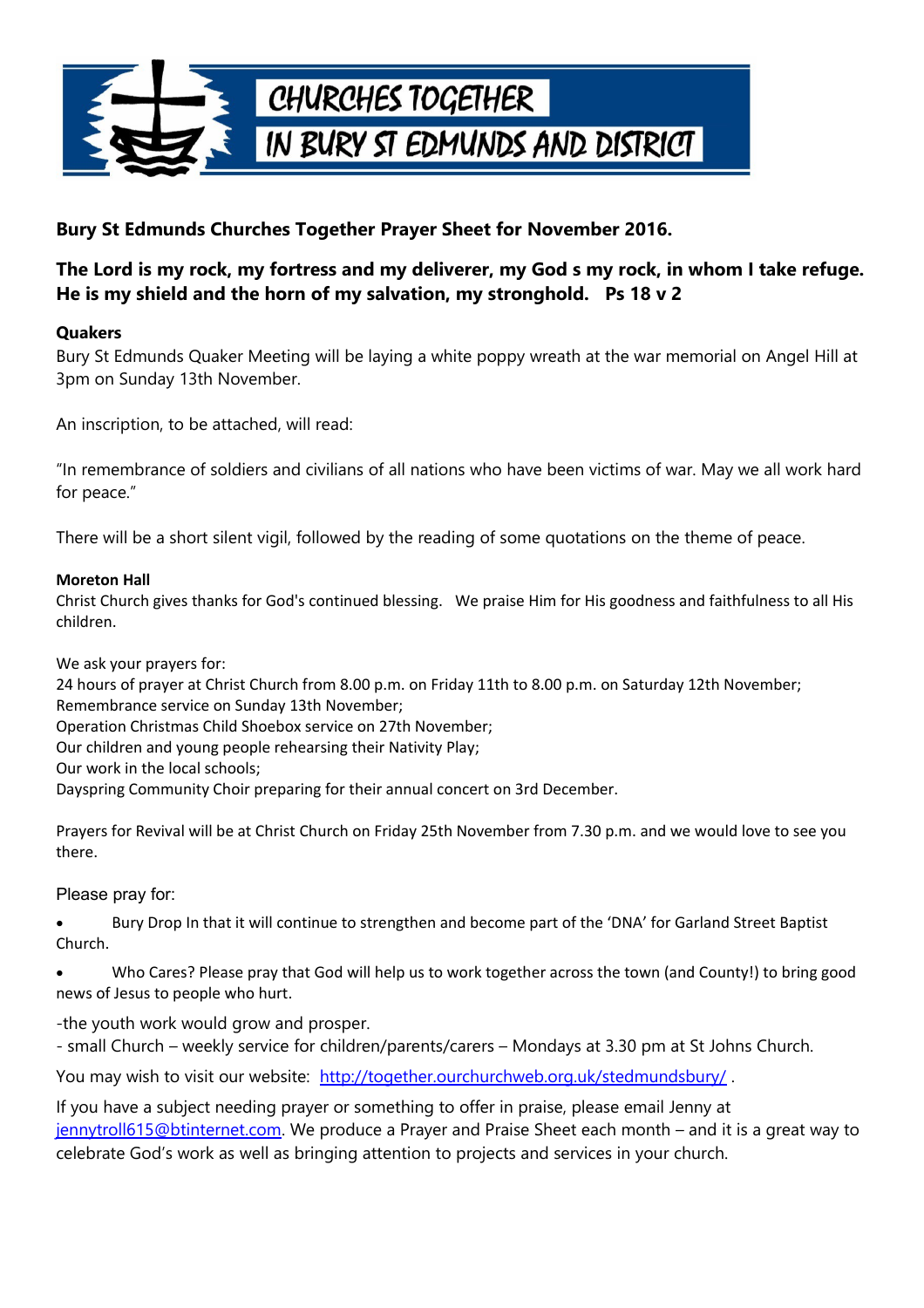CHURCHES TOGETHER IN BURY ST EDMUNDS AND DISTRICT

**Bury St Edmunds Churches Together Prayer Sheet for November 2016.**

**The Lord is my rock, my fortress and my deliverer, my God s my rock, in whom I take refuge. He is my shield and the horn of my salvation, my stronghold. Ps 18 v 2**

**Quakers**

Bury St Edmunds Quaker Meeting will be laying a white poppy wreath at the war memorial on Angel Hill at 3pm on Sunday 13th November.

An inscription, to be attached, will read:

"In remembrance of soldiers and civilians of all nations who have been victims of war. May we all work hard for peace."

There will be a short silent vigil, followed by the reading of some quotations on the theme of peace.

**Moreton Hall**

Christ Church gives thanks for God's continued blessing. We praise Him for His goodness and faithfulness to all His children.

We ask your prayers for:
24 hours of prayer at Christ Church from 8.00 p.m. on Friday 11th to 8.00 p.m. on Saturday 12th November;
Remembrance service on Sunday 13th November;
Operation Christmas Child Shoebox service on 27th November;
Our children and young people rehearsing their Nativity Play;
Our work in the local schools;
Dayspring Community Choir preparing for their annual concert on 3rd December.

Prayers for Revival will be at Christ Church on Friday 25th November from 7.30 p.m. and we would love to see you there.

Please pray for:

- Bury Drop In that it will continue to strengthen and become part of the 'DNA' for Garland Street Baptist Church.
- Who Cares? Please pray that God will help us to work together across the town (and County!) to bring good news of Jesus to people who hurt.

-the youth work would grow and prosper.
- small Church – weekly service for children/parents/carers – Mondays at 3.30 pm at St Johns Church.

You may wish to visit our website: http://together.ourchurchweb.org.uk/stedmundsbury/ .

If you have a subject needing prayer or something to offer in praise, please email Jenny at jennytroll615@btinternet.com. We produce a Prayer and Praise Sheet each month – and it is a great way to celebrate God's work as well as bringing attention to projects and services in your church.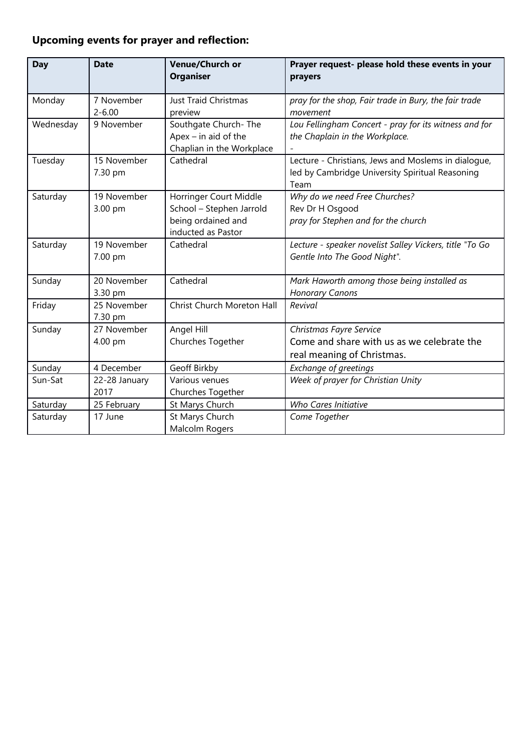**Upcoming events for prayer and reflection:**

| Day | Date | Venue/Church or Organiser | Prayer request- please hold these events in your prayers |
|---|---|---|---|
| Monday | 7 November 2-6.00 | Just Traid Christmas preview | *pray for the shop, Fair trade in Bury, the fair trade movement* |
| Wednesday | 9 November | Southgate Church- The Apex – in aid of the Chaplian in the Workplace | *Lou Fellingham Concert - pray for its witness and for the Chaplain in the Workplace.* - |
| Tuesday | 15 November 7.30 pm | Cathedral | Lecture - Christians, Jews and Moslems in dialogue, led by Cambridge University Spiritual Reasoning Team |
| Saturday | 19 November 3.00 pm | Horringer Court Middle School – Stephen Jarrold being ordained and inducted as Pastor | *Why do we need Free Churches?* Rev Dr H Osgood *pray for Stephen and for the church* |
| Saturday | 19 November 7.00 pm | Cathedral | *Lecture - speaker novelist Salley Vickers, title "To Go Gentle Into The Good Night".* |
| Sunday | 20 November 3.30 pm | Cathedral | *Mark Haworth among those being installed as Honorary Canons* |
| Friday | 25 November 7.30 pm | Christ Church Moreton Hall | *Revival* |
| Sunday | 27 November 4.00 pm | Angel Hill Churches Together | *Christmas Fayre Service* Come and share with us as we celebrate the real meaning of Christmas. |
| Sunday | 4 December | Geoff Birkby | *Exchange of greetings* |
| Sun-Sat | 22-28 January 2017 | Various venues Churches Together | *Week of prayer for Christian Unity* |
| Saturday | 25 February | St Marys Church | *Who Cares Initiative* |
| Saturday | 17 June | St Marys Church Malcolm Rogers | *Come Together* |